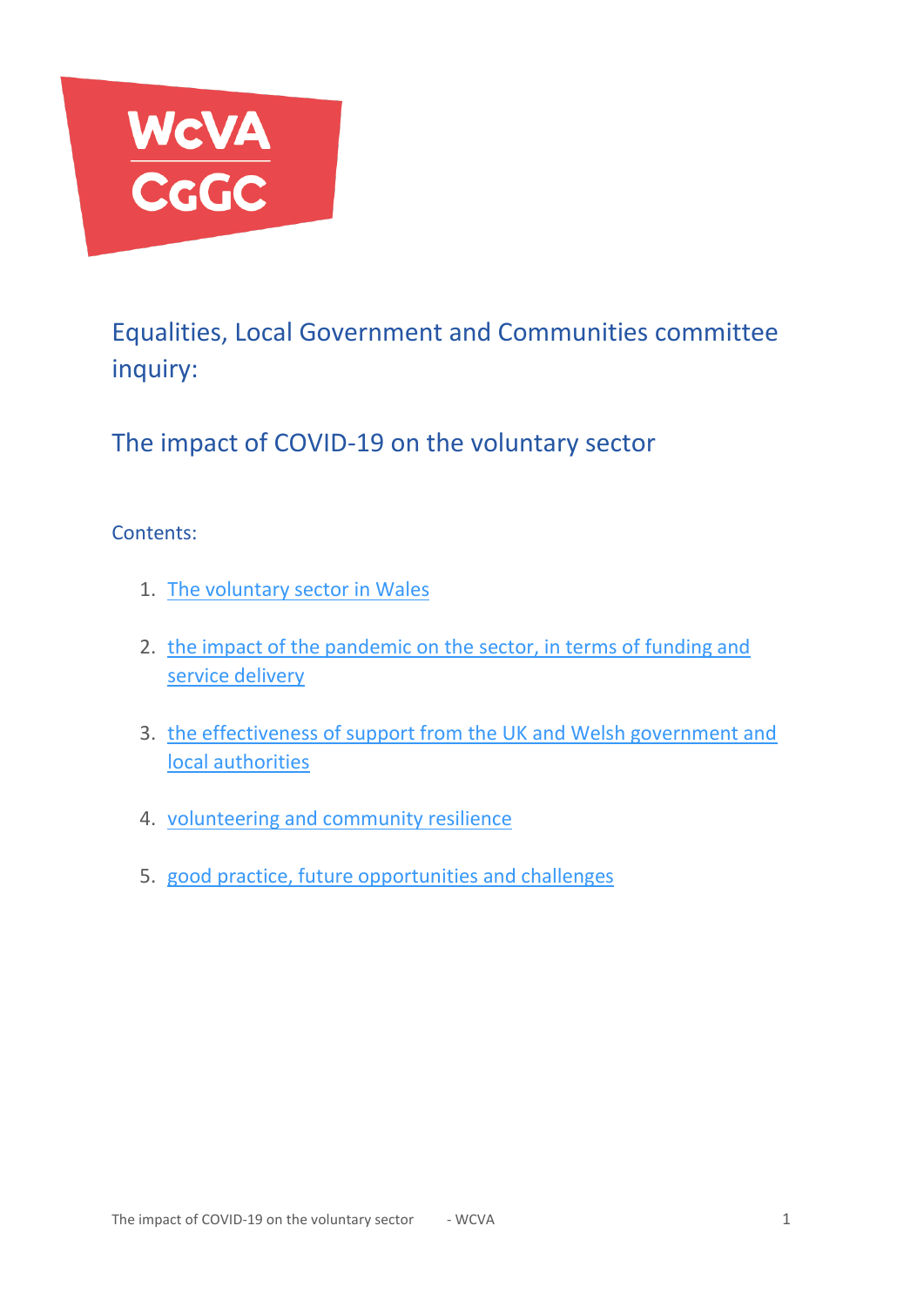WcVA
CgGC

# Equalities, Local Government and Communities committee inquiry:

## The impact of COVID-19 on the voluntary sector

Contents:

1. The voluntary sector in Wales
2. the impact of the pandemic on the sector, in terms of funding and service delivery
3. the effectiveness of support from the UK and Welsh government and local authorities
4. volunteering and community resilience
5. good practice, future opportunities and challenges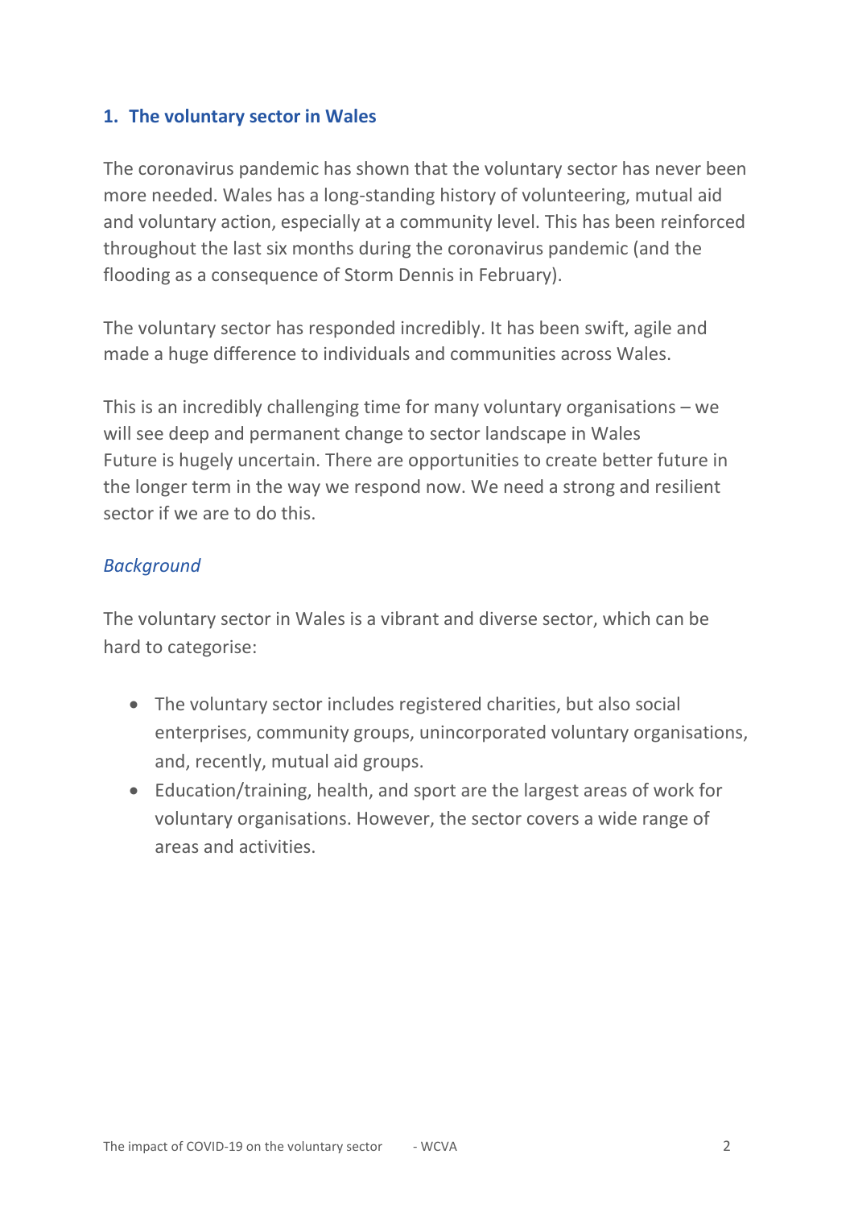## 1. The voluntary sector in Wales

The coronavirus pandemic has shown that the voluntary sector has never been more needed. Wales has a long-standing history of volunteering, mutual aid and voluntary action, especially at a community level. This has been reinforced throughout the last six months during the coronavirus pandemic (and the flooding as a consequence of Storm Dennis in February).

The voluntary sector has responded incredibly. It has been swift, agile and made a huge difference to individuals and communities across Wales.

This is an incredibly challenging time for many voluntary organisations – we will see deep and permanent change to sector landscape in Wales
Future is hugely uncertain. There are opportunities to create better future in the longer term in the way we respond now. We need a strong and resilient sector if we are to do this.

### *Background*

The voluntary sector in Wales is a vibrant and diverse sector, which can be hard to categorise:

- The voluntary sector includes registered charities, but also social enterprises, community groups, unincorporated voluntary organisations, and, recently, mutual aid groups.
- Education/training, health, and sport are the largest areas of work for voluntary organisations. However, the sector covers a wide range of areas and activities.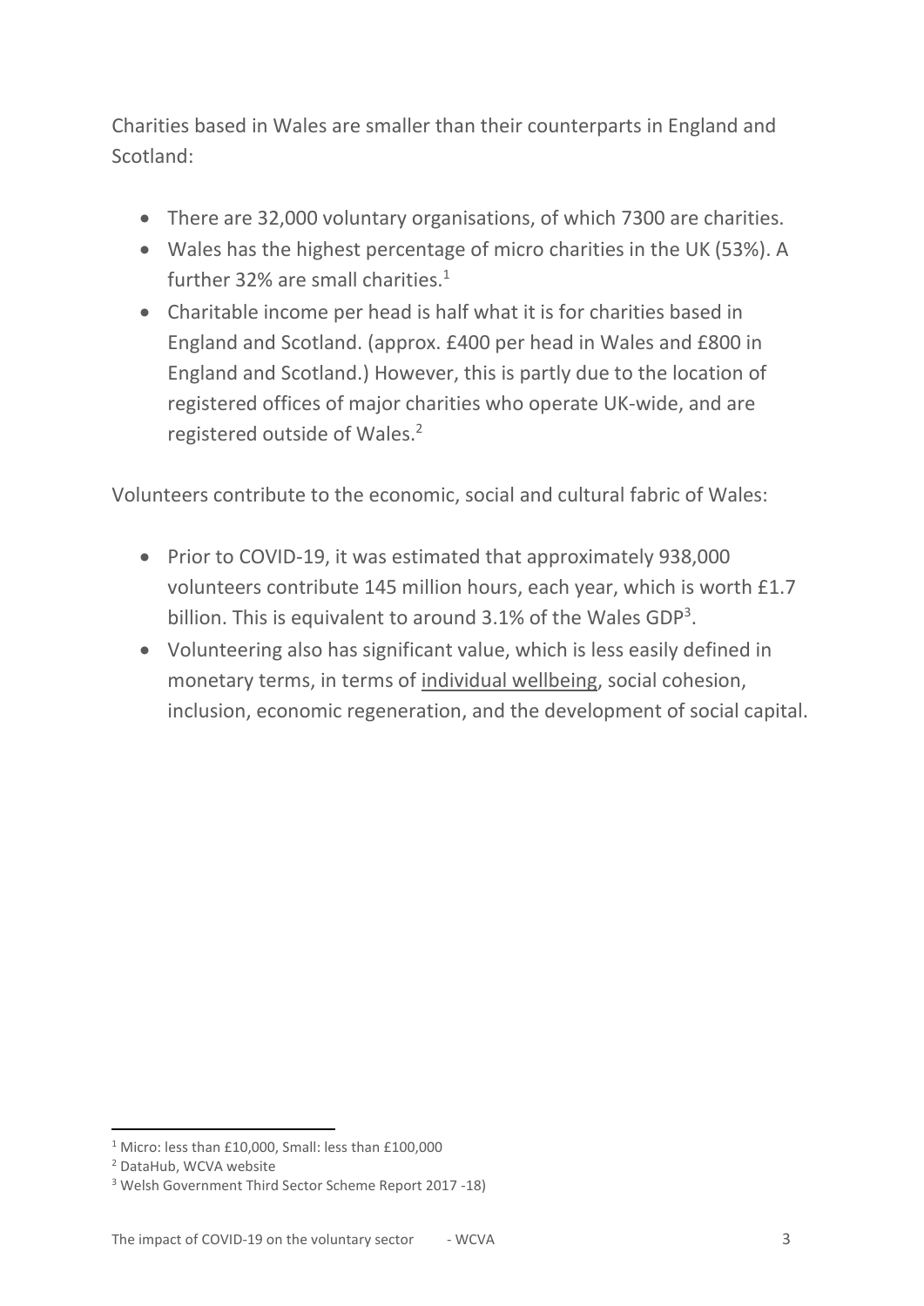Charities based in Wales are smaller than their counterparts in England and Scotland:

- There are 32,000 voluntary organisations, of which 7300 are charities.
- Wales has the highest percentage of micro charities in the UK (53%). A further 32% are small charities.[1]
- Charitable income per head is half what it is for charities based in England and Scotland. (approx. £400 per head in Wales and £800 in England and Scotland.) However, this is partly due to the location of registered offices of major charities who operate UK-wide, and are registered outside of Wales.[2]

Volunteers contribute to the economic, social and cultural fabric of Wales:

- Prior to COVID-19, it was estimated that approximately 938,000 volunteers contribute 145 million hours, each year, which is worth £1.7 billion. This is equivalent to around 3.1% of the Wales GDP[3].
- Volunteering also has significant value, which is less easily defined in monetary terms, in terms of individual wellbeing, social cohesion, inclusion, economic regeneration, and the development of social capital.

[1] Micro: less than £10,000, Small: less than £100,000

[2] DataHub, WCVA website

[3] Welsh Government Third Sector Scheme Report 2017 -18)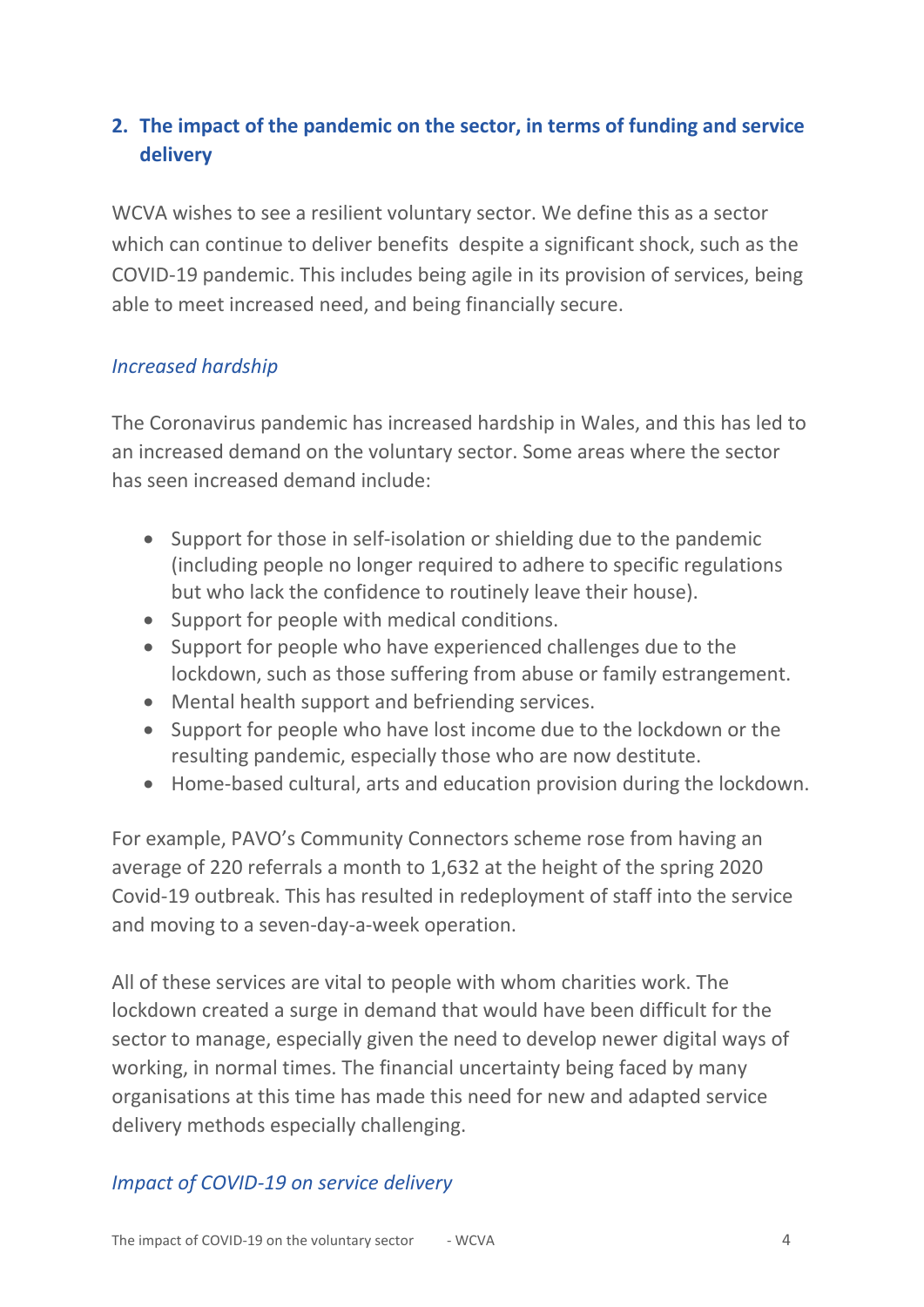## 2. The impact of the pandemic on the sector, in terms of funding and service delivery

WCVA wishes to see a resilient voluntary sector. We define this as a sector which can continue to deliver benefits despite a significant shock, such as the COVID-19 pandemic. This includes being agile in its provision of services, being able to meet increased need, and being financially secure.

### *Increased hardship*

The Coronavirus pandemic has increased hardship in Wales, and this has led to an increased demand on the voluntary sector. Some areas where the sector has seen increased demand include:

- Support for those in self-isolation or shielding due to the pandemic (including people no longer required to adhere to specific regulations but who lack the confidence to routinely leave their house).
- Support for people with medical conditions.
- Support for people who have experienced challenges due to the lockdown, such as those suffering from abuse or family estrangement.
- Mental health support and befriending services.
- Support for people who have lost income due to the lockdown or the resulting pandemic, especially those who are now destitute.
- Home-based cultural, arts and education provision during the lockdown.

For example, PAVO's Community Connectors scheme rose from having an average of 220 referrals a month to 1,632 at the height of the spring 2020 Covid-19 outbreak. This has resulted in redeployment of staff into the service and moving to a seven-day-a-week operation.

All of these services are vital to people with whom charities work. The lockdown created a surge in demand that would have been difficult for the sector to manage, especially given the need to develop newer digital ways of working, in normal times. The financial uncertainty being faced by many organisations at this time has made this need for new and adapted service delivery methods especially challenging.

### *Impact of COVID-19 on service delivery*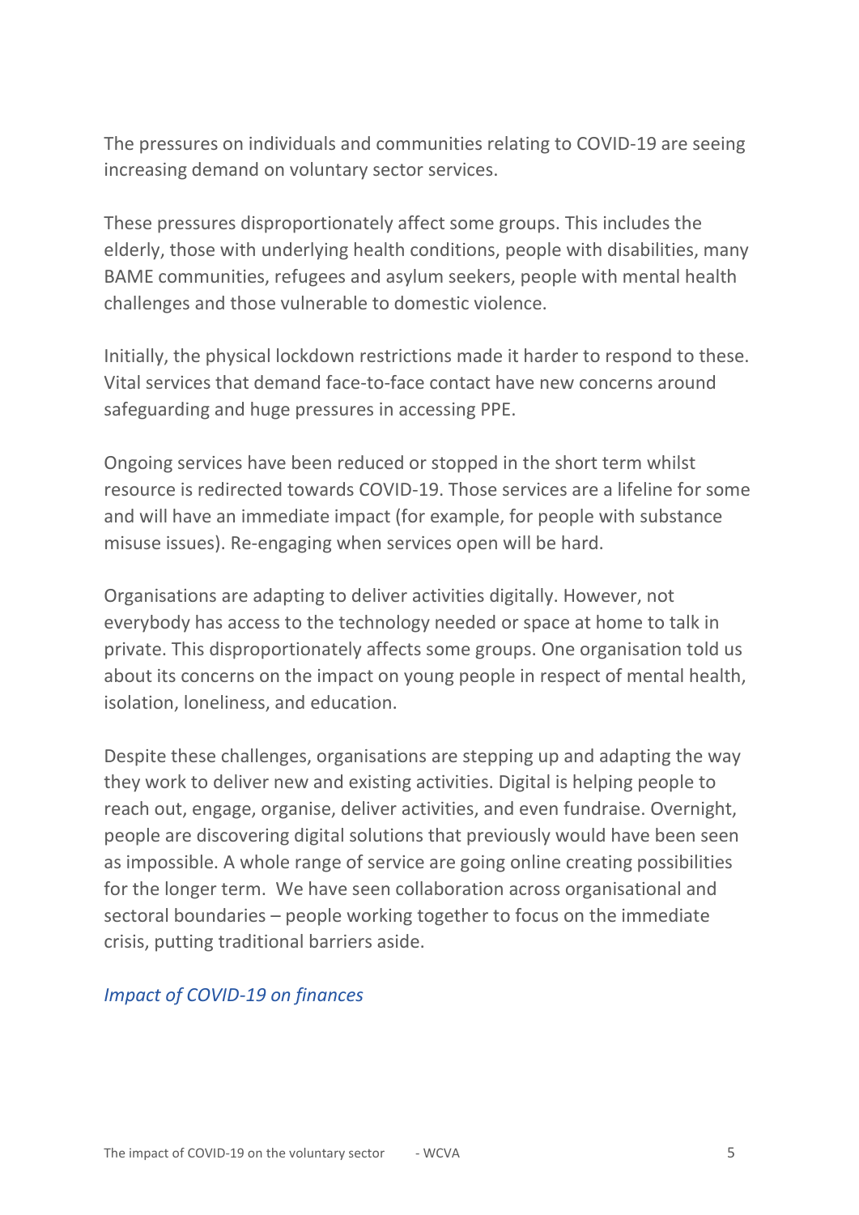The pressures on individuals and communities relating to COVID-19 are seeing increasing demand on voluntary sector services.

These pressures disproportionately affect some groups. This includes the elderly, those with underlying health conditions, people with disabilities, many BAME communities, refugees and asylum seekers, people with mental health challenges and those vulnerable to domestic violence.

Initially, the physical lockdown restrictions made it harder to respond to these. Vital services that demand face-to-face contact have new concerns around safeguarding and huge pressures in accessing PPE.

Ongoing services have been reduced or stopped in the short term whilst resource is redirected towards COVID-19. Those services are a lifeline for some and will have an immediate impact (for example, for people with substance misuse issues). Re-engaging when services open will be hard.

Organisations are adapting to deliver activities digitally. However, not everybody has access to the technology needed or space at home to talk in private. This disproportionately affects some groups. One organisation told us about its concerns on the impact on young people in respect of mental health, isolation, loneliness, and education.

Despite these challenges, organisations are stepping up and adapting the way they work to deliver new and existing activities. Digital is helping people to reach out, engage, organise, deliver activities, and even fundraise. Overnight, people are discovering digital solutions that previously would have been seen as impossible. A whole range of service are going online creating possibilities for the longer term. We have seen collaboration across organisational and sectoral boundaries – people working together to focus on the immediate crisis, putting traditional barriers aside.

### *Impact of COVID-19 on finances*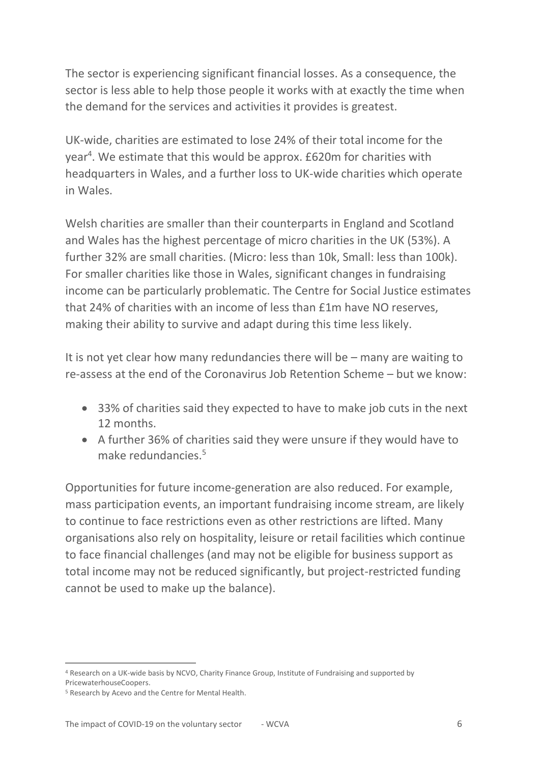The sector is experiencing significant financial losses. As a consequence, the sector is less able to help those people it works with at exactly the time when the demand for the services and activities it provides is greatest.

UK-wide, charities are estimated to lose 24% of their total income for the year[4]. We estimate that this would be approx. £620m for charities with headquarters in Wales, and a further loss to UK-wide charities which operate in Wales.

Welsh charities are smaller than their counterparts in England and Scotland and Wales has the highest percentage of micro charities in the UK (53%). A further 32% are small charities. (Micro: less than 10k, Small: less than 100k). For smaller charities like those in Wales, significant changes in fundraising income can be particularly problematic. The Centre for Social Justice estimates that 24% of charities with an income of less than £1m have NO reserves, making their ability to survive and adapt during this time less likely.

It is not yet clear how many redundancies there will be – many are waiting to re-assess at the end of the Coronavirus Job Retention Scheme – but we know:

- 33% of charities said they expected to have to make job cuts in the next 12 months.
- A further 36% of charities said they were unsure if they would have to make redundancies.[5]

Opportunities for future income-generation are also reduced. For example, mass participation events, an important fundraising income stream, are likely to continue to face restrictions even as other restrictions are lifted. Many organisations also rely on hospitality, leisure or retail facilities which continue to face financial challenges (and may not be eligible for business support as total income may not be reduced significantly, but project-restricted funding cannot be used to make up the balance).

[4] Research on a UK-wide basis by NCVO, Charity Finance Group, Institute of Fundraising and supported by PricewaterhouseCoopers.

[5] Research by Acevo and the Centre for Mental Health.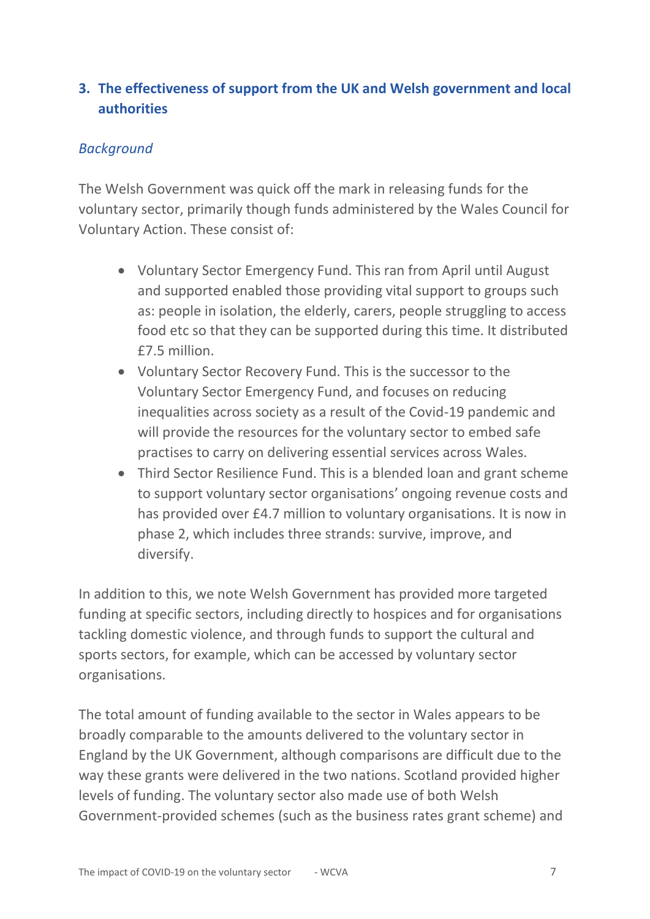## 3. The effectiveness of support from the UK and Welsh government and local authorities

*Background*

The Welsh Government was quick off the mark in releasing funds for the voluntary sector, primarily though funds administered by the Wales Council for Voluntary Action. These consist of:

- Voluntary Sector Emergency Fund. This ran from April until August and supported enabled those providing vital support to groups such as: people in isolation, the elderly, carers, people struggling to access food etc so that they can be supported during this time. It distributed £7.5 million.
- Voluntary Sector Recovery Fund. This is the successor to the Voluntary Sector Emergency Fund, and focuses on reducing inequalities across society as a result of the Covid-19 pandemic and will provide the resources for the voluntary sector to embed safe practises to carry on delivering essential services across Wales.
- Third Sector Resilience Fund. This is a blended loan and grant scheme to support voluntary sector organisations' ongoing revenue costs and has provided over £4.7 million to voluntary organisations. It is now in phase 2, which includes three strands: survive, improve, and diversify.

In addition to this, we note Welsh Government has provided more targeted funding at specific sectors, including directly to hospices and for organisations tackling domestic violence, and through funds to support the cultural and sports sectors, for example, which can be accessed by voluntary sector organisations.

The total amount of funding available to the sector in Wales appears to be broadly comparable to the amounts delivered to the voluntary sector in England by the UK Government, although comparisons are difficult due to the way these grants were delivered in the two nations. Scotland provided higher levels of funding. The voluntary sector also made use of both Welsh Government-provided schemes (such as the business rates grant scheme) and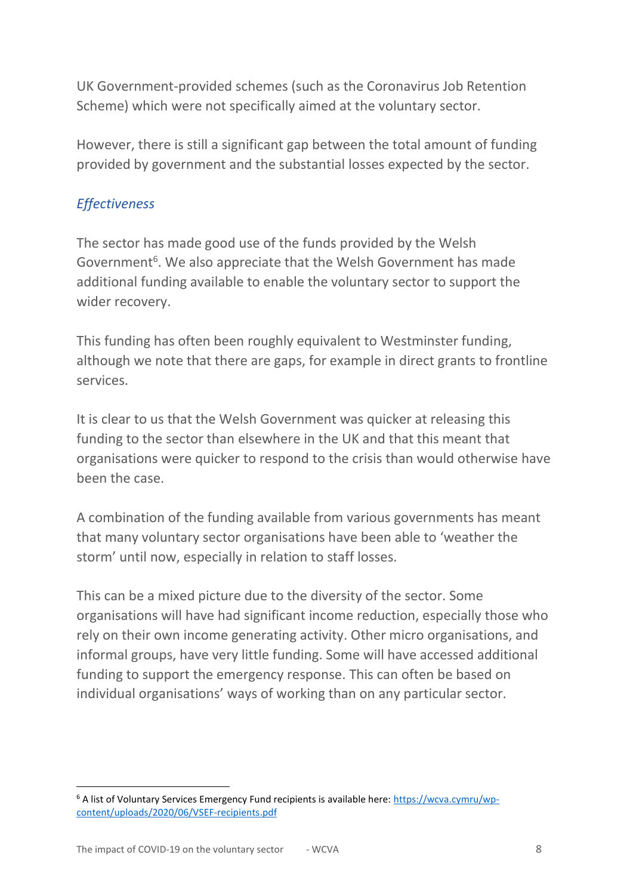UK Government-provided schemes (such as the Coronavirus Job Retention Scheme) which were not specifically aimed at the voluntary sector.

However, there is still a significant gap between the total amount of funding provided by government and the substantial losses expected by the sector.

### *Effectiveness*

The sector has made good use of the funds provided by the Welsh Government[6]. We also appreciate that the Welsh Government has made additional funding available to enable the voluntary sector to support the wider recovery.

This funding has often been roughly equivalent to Westminster funding, although we note that there are gaps, for example in direct grants to frontline services.

It is clear to us that the Welsh Government was quicker at releasing this funding to the sector than elsewhere in the UK and that this meant that organisations were quicker to respond to the crisis than would otherwise have been the case.

A combination of the funding available from various governments has meant that many voluntary sector organisations have been able to 'weather the storm' until now, especially in relation to staff losses.

This can be a mixed picture due to the diversity of the sector. Some organisations will have had significant income reduction, especially those who rely on their own income generating activity. Other micro organisations, and informal groups, have very little funding. Some will have accessed additional funding to support the emergency response. This can often be based on individual organisations' ways of working than on any particular sector.

---

[6] A list of Voluntary Services Emergency Fund recipients is available here: https://wcva.cymru/wp-content/uploads/2020/06/VSEF-recipients.pdf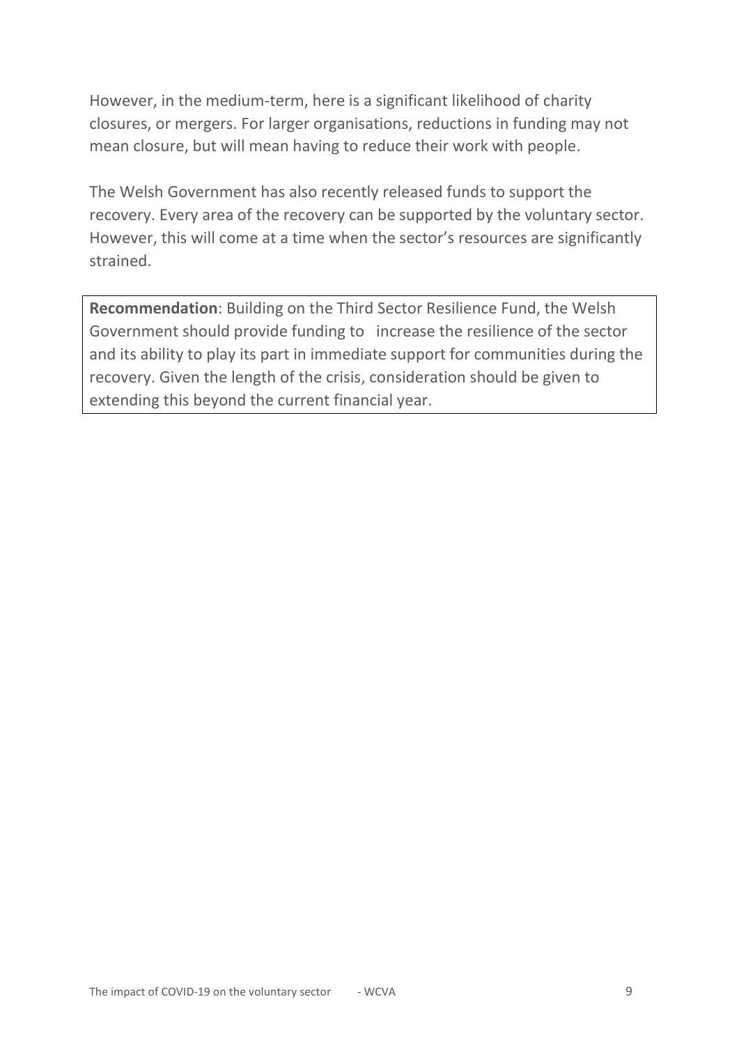However, in the medium-term, here is a significant likelihood of charity closures, or mergers. For larger organisations, reductions in funding may not mean closure, but will mean having to reduce their work with people.

The Welsh Government has also recently released funds to support the recovery. Every area of the recovery can be supported by the voluntary sector. However, this will come at a time when the sector's resources are significantly strained.

**Recommendation**: Building on the Third Sector Resilience Fund, the Welsh Government should provide funding to increase the resilience of the sector and its ability to play its part in immediate support for communities during the recovery. Given the length of the crisis, consideration should be given to extending this beyond the current financial year.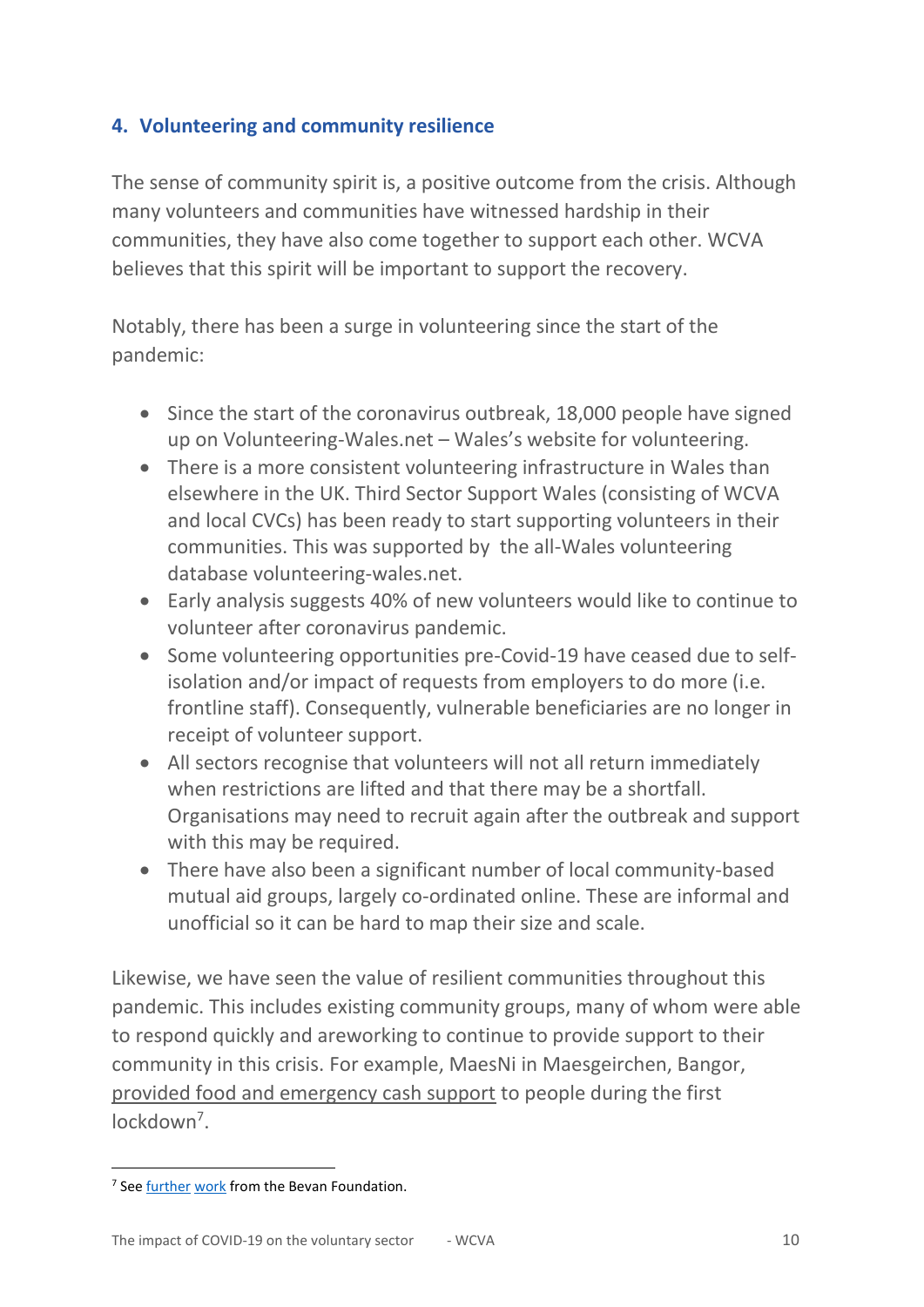## 4. Volunteering and community resilience

The sense of community spirit is, a positive outcome from the crisis. Although many volunteers and communities have witnessed hardship in their communities, they have also come together to support each other. WCVA believes that this spirit will be important to support the recovery.

Notably, there has been a surge in volunteering since the start of the pandemic:

- Since the start of the coronavirus outbreak, 18,000 people have signed up on Volunteering-Wales.net – Wales's website for volunteering.
- There is a more consistent volunteering infrastructure in Wales than elsewhere in the UK. Third Sector Support Wales (consisting of WCVA and local CVCs) has been ready to start supporting volunteers in their communities. This was supported by the all-Wales volunteering database volunteering-wales.net.
- Early analysis suggests 40% of new volunteers would like to continue to volunteer after coronavirus pandemic.
- Some volunteering opportunities pre-Covid-19 have ceased due to self-isolation and/or impact of requests from employers to do more (i.e. frontline staff). Consequently, vulnerable beneficiaries are no longer in receipt of volunteer support.
- All sectors recognise that volunteers will not all return immediately when restrictions are lifted and that there may be a shortfall. Organisations may need to recruit again after the outbreak and support with this may be required.
- There have also been a significant number of local community-based mutual aid groups, largely co-ordinated online. These are informal and unofficial so it can be hard to map their size and scale.

Likewise, we have seen the value of resilient communities throughout this pandemic. This includes existing community groups, many of whom were able to respond quickly and areworking to continue to provide support to their community in this crisis. For example, MaesNi in Maesgeirchen, Bangor, provided food and emergency cash support to people during the first lockdown[7].

[7] See further work from the Bevan Foundation.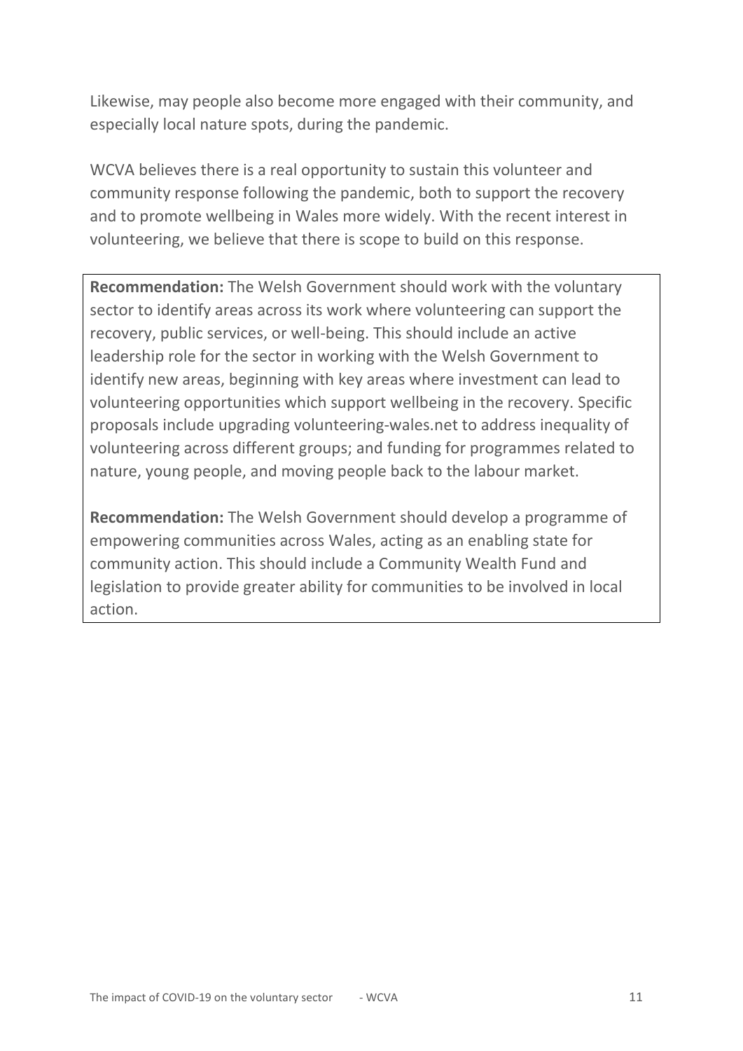Likewise, may people also become more engaged with their community, and especially local nature spots, during the pandemic.

WCVA believes there is a real opportunity to sustain this volunteer and community response following the pandemic, both to support the recovery and to promote wellbeing in Wales more widely. With the recent interest in volunteering, we believe that there is scope to build on this response.

**Recommendation:** The Welsh Government should work with the voluntary sector to identify areas across its work where volunteering can support the recovery, public services, or well-being. This should include an active leadership role for the sector in working with the Welsh Government to identify new areas, beginning with key areas where investment can lead to volunteering opportunities which support wellbeing in the recovery. Specific proposals include upgrading volunteering-wales.net to address inequality of volunteering across different groups; and funding for programmes related to nature, young people, and moving people back to the labour market.

**Recommendation:** The Welsh Government should develop a programme of empowering communities across Wales, acting as an enabling state for community action. This should include a Community Wealth Fund and legislation to provide greater ability for communities to be involved in local action.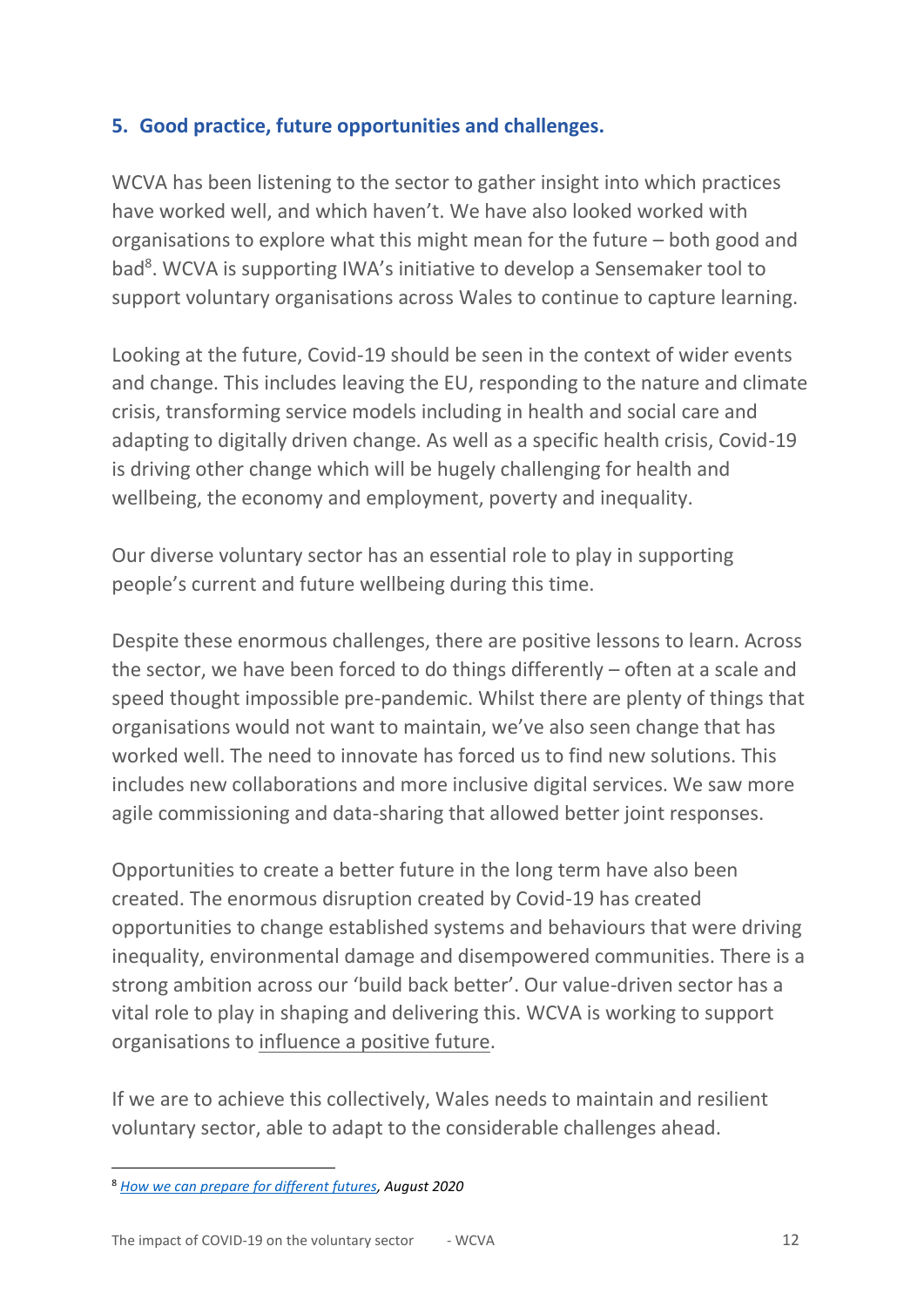## 5. Good practice, future opportunities and challenges.

WCVA has been listening to the sector to gather insight into which practices have worked well, and which haven't. We have also looked worked with organisations to explore what this might mean for the future – both good and bad[8]. WCVA is supporting IWA's initiative to develop a Sensemaker tool to support voluntary organisations across Wales to continue to capture learning.

Looking at the future, Covid-19 should be seen in the context of wider events and change. This includes leaving the EU, responding to the nature and climate crisis, transforming service models including in health and social care and adapting to digitally driven change. As well as a specific health crisis, Covid-19 is driving other change which will be hugely challenging for health and wellbeing, the economy and employment, poverty and inequality.

Our diverse voluntary sector has an essential role to play in supporting people's current and future wellbeing during this time.

Despite these enormous challenges, there are positive lessons to learn. Across the sector, we have been forced to do things differently – often at a scale and speed thought impossible pre-pandemic. Whilst there are plenty of things that organisations would not want to maintain, we've also seen change that has worked well. The need to innovate has forced us to find new solutions. This includes new collaborations and more inclusive digital services. We saw more agile commissioning and data-sharing that allowed better joint responses.

Opportunities to create a better future in the long term have also been created. The enormous disruption created by Covid-19 has created opportunities to change established systems and behaviours that were driving inequality, environmental damage and disempowered communities. There is a strong ambition across our 'build back better'. Our value-driven sector has a vital role to play in shaping and delivering this. WCVA is working to support organisations to influence a positive future.

If we are to achieve this collectively, Wales needs to maintain and resilient voluntary sector, able to adapt to the considerable challenges ahead.

---

[8] *How we can prepare for different futures, August 2020*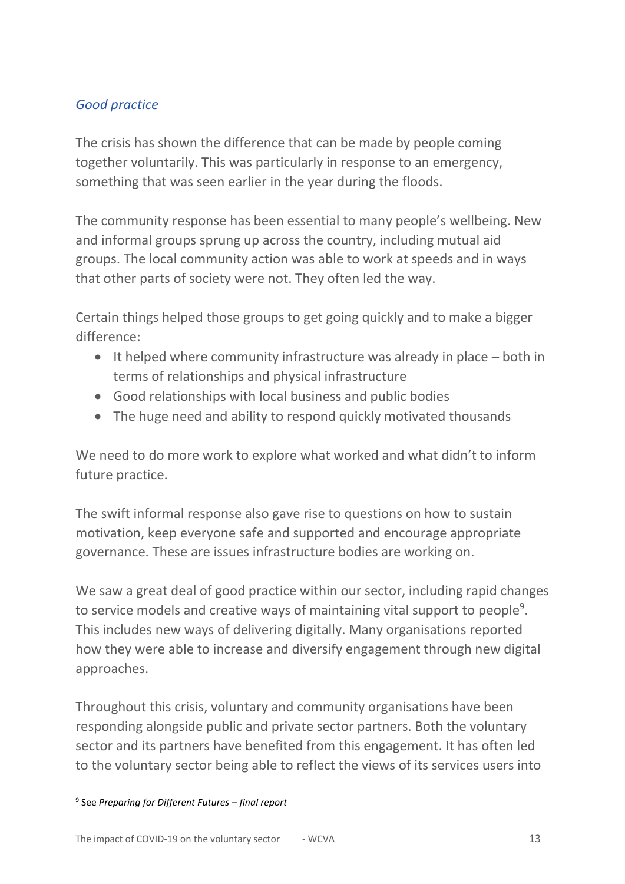### *Good practice*

The crisis has shown the difference that can be made by people coming together voluntarily. This was particularly in response to an emergency, something that was seen earlier in the year during the floods.

The community response has been essential to many people's wellbeing. New and informal groups sprung up across the country, including mutual aid groups. The local community action was able to work at speeds and in ways that other parts of society were not. They often led the way.

Certain things helped those groups to get going quickly and to make a bigger difference:

- It helped where community infrastructure was already in place – both in terms of relationships and physical infrastructure
- Good relationships with local business and public bodies
- The huge need and ability to respond quickly motivated thousands

We need to do more work to explore what worked and what didn't to inform future practice.

The swift informal response also gave rise to questions on how to sustain motivation, keep everyone safe and supported and encourage appropriate governance. These are issues infrastructure bodies are working on.

We saw a great deal of good practice within our sector, including rapid changes to service models and creative ways of maintaining vital support to people[9]. This includes new ways of delivering digitally. Many organisations reported how they were able to increase and diversify engagement through new digital approaches.

Throughout this crisis, voluntary and community organisations have been responding alongside public and private sector partners. Both the voluntary sector and its partners have benefited from this engagement. It has often led to the voluntary sector being able to reflect the views of its services users into

---

[9] See *Preparing for Different Futures – final report*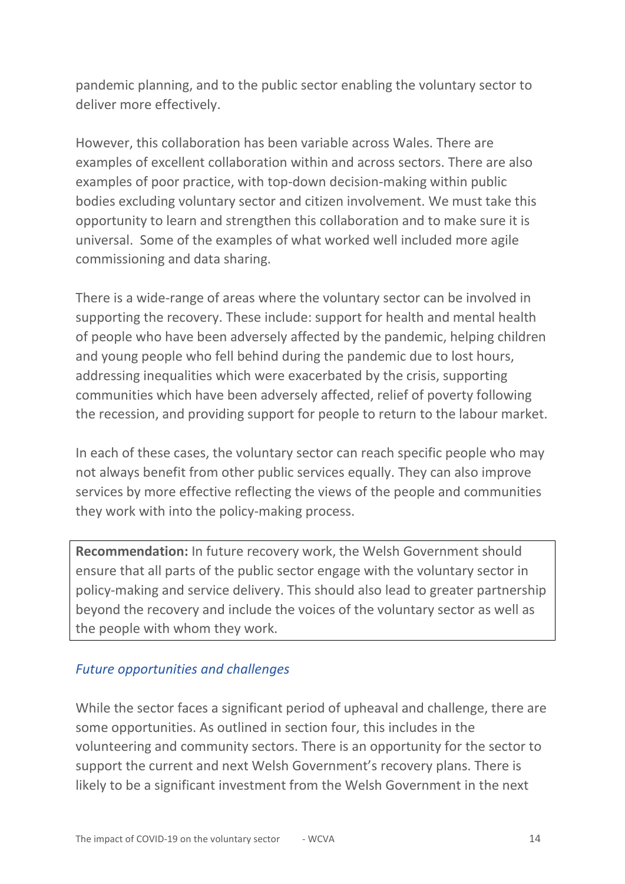pandemic planning, and to the public sector enabling the voluntary sector to deliver more effectively.

However, this collaboration has been variable across Wales. There are examples of excellent collaboration within and across sectors. There are also examples of poor practice, with top-down decision-making within public bodies excluding voluntary sector and citizen involvement. We must take this opportunity to learn and strengthen this collaboration and to make sure it is universal. Some of the examples of what worked well included more agile commissioning and data sharing.

There is a wide-range of areas where the voluntary sector can be involved in supporting the recovery. These include: support for health and mental health of people who have been adversely affected by the pandemic, helping children and young people who fell behind during the pandemic due to lost hours, addressing inequalities which were exacerbated by the crisis, supporting communities which have been adversely affected, relief of poverty following the recession, and providing support for people to return to the labour market.

In each of these cases, the voluntary sector can reach specific people who may not always benefit from other public services equally. They can also improve services by more effective reflecting the views of the people and communities they work with into the policy-making process.

**Recommendation:** In future recovery work, the Welsh Government should ensure that all parts of the public sector engage with the voluntary sector in policy-making and service delivery. This should also lead to greater partnership beyond the recovery and include the voices of the voluntary sector as well as the people with whom they work.

### *Future opportunities and challenges*

While the sector faces a significant period of upheaval and challenge, there are some opportunities. As outlined in section four, this includes in the volunteering and community sectors. There is an opportunity for the sector to support the current and next Welsh Government's recovery plans. There is likely to be a significant investment from the Welsh Government in the next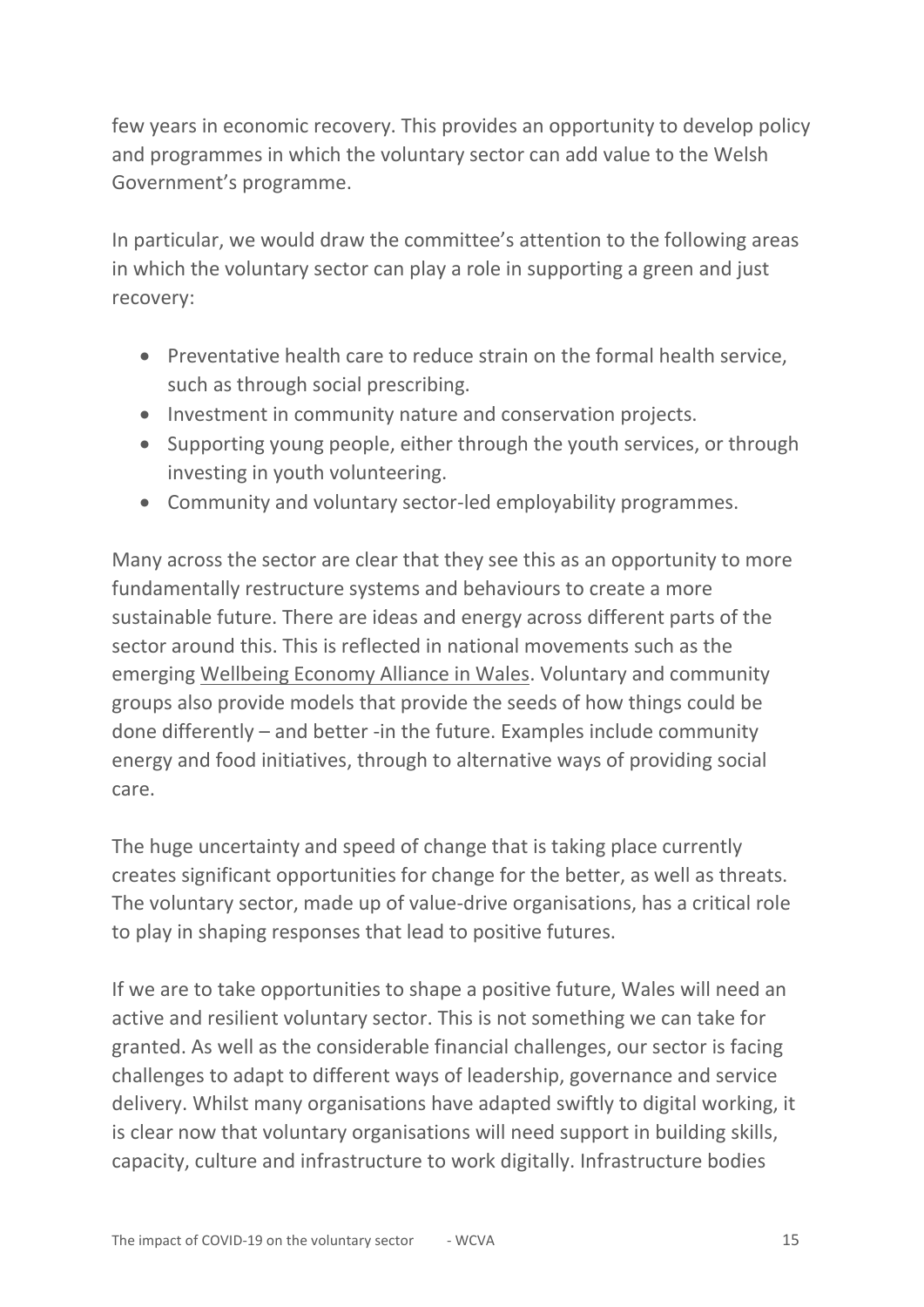few years in economic recovery. This provides an opportunity to develop policy and programmes in which the voluntary sector can add value to the Welsh Government's programme.

In particular, we would draw the committee's attention to the following areas in which the voluntary sector can play a role in supporting a green and just recovery:

- Preventative health care to reduce strain on the formal health service, such as through social prescribing.
- Investment in community nature and conservation projects.
- Supporting young people, either through the youth services, or through investing in youth volunteering.
- Community and voluntary sector-led employability programmes.

Many across the sector are clear that they see this as an opportunity to more fundamentally restructure systems and behaviours to create a more sustainable future. There are ideas and energy across different parts of the sector around this. This is reflected in national movements such as the emerging Wellbeing Economy Alliance in Wales. Voluntary and community groups also provide models that provide the seeds of how things could be done differently – and better -in the future. Examples include community energy and food initiatives, through to alternative ways of providing social care.

The huge uncertainty and speed of change that is taking place currently creates significant opportunities for change for the better, as well as threats. The voluntary sector, made up of value-drive organisations, has a critical role to play in shaping responses that lead to positive futures.

If we are to take opportunities to shape a positive future, Wales will need an active and resilient voluntary sector. This is not something we can take for granted. As well as the considerable financial challenges, our sector is facing challenges to adapt to different ways of leadership, governance and service delivery. Whilst many organisations have adapted swiftly to digital working, it is clear now that voluntary organisations will need support in building skills, capacity, culture and infrastructure to work digitally. Infrastructure bodies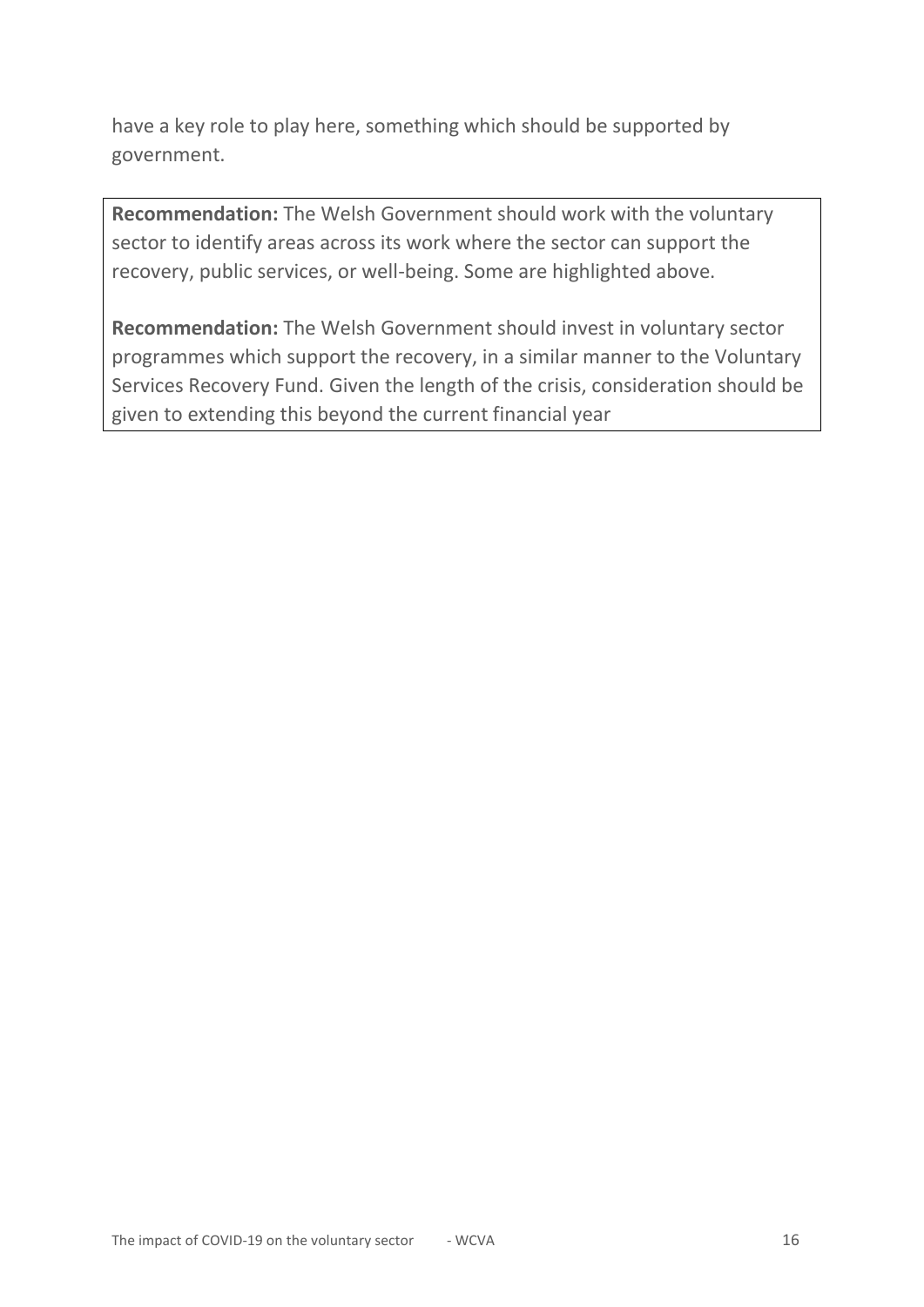have a key role to play here, something which should be supported by government.

**Recommendation:** The Welsh Government should work with the voluntary sector to identify areas across its work where the sector can support the recovery, public services, or well-being. Some are highlighted above.

**Recommendation:** The Welsh Government should invest in voluntary sector programmes which support the recovery, in a similar manner to the Voluntary Services Recovery Fund. Given the length of the crisis, consideration should be given to extending this beyond the current financial year